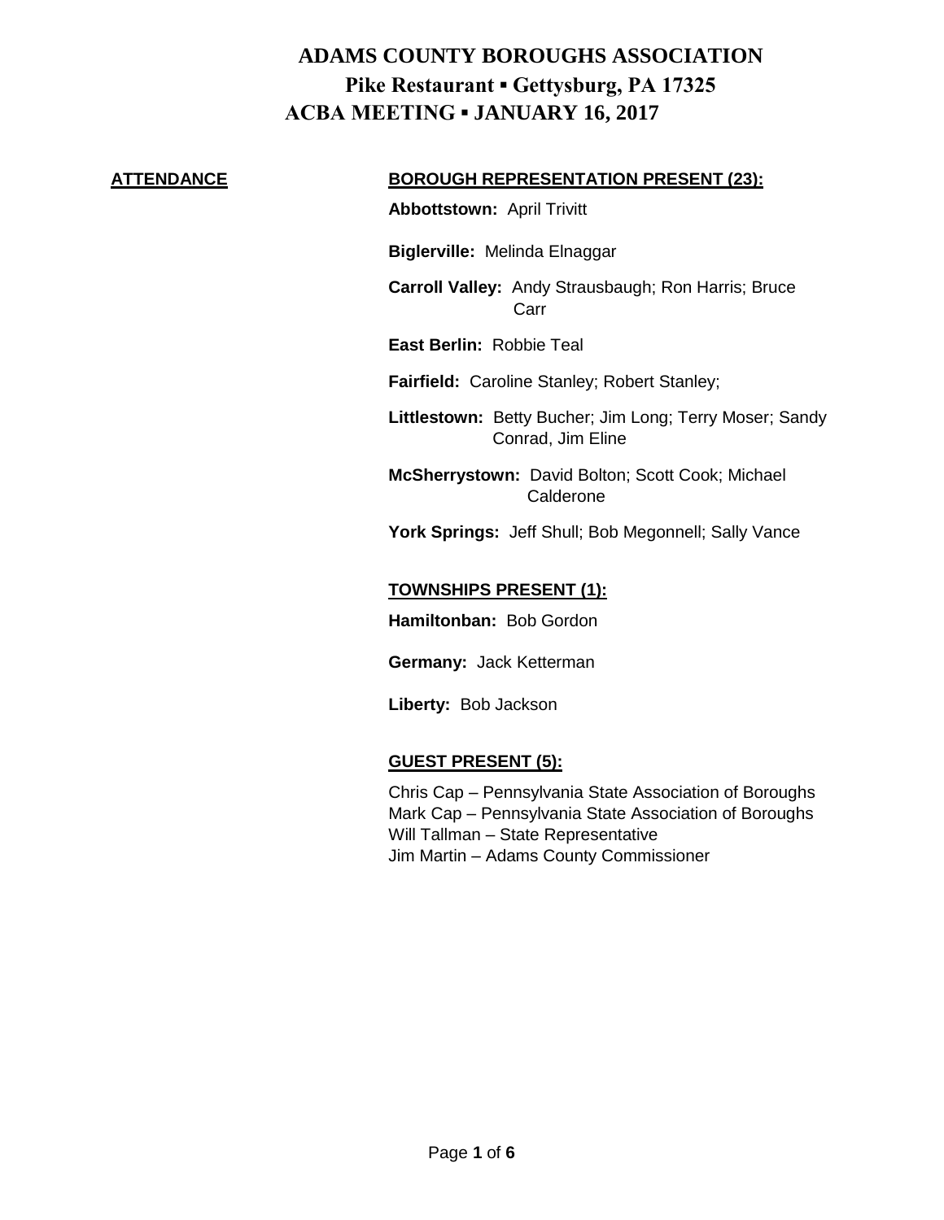# ADAMS COUNTY BOROUGHS ASSOCIATION

## Pike Restaurant ▪ Gettysburg, PA 17325

## ACBA MEETING ▪ JANUARY 16, 2017

**ATTENDANCE**

**BOROUGH REPRESENTATION PRESENT (23):**

**Abbottstown:** April Trivitt

**Biglerville:** Melinda Elnaggar

**Carroll Valley:** Andy Strausbaugh; Ron Harris; Bruce Carr

**East Berlin:** Robbie Teal

**Fairfield:** Caroline Stanley; Robert Stanley;

**Littlestown:** Betty Bucher; Jim Long; Terry Moser; Sandy Conrad, Jim Eline

**McSherrystown:** David Bolton; Scott Cook; Michael Calderone

**York Springs:** Jeff Shull; Bob Megonnell; Sally Vance

**TOWNSHIPS PRESENT (1):**

**Hamiltonban:** Bob Gordon

**Germany:** Jack Ketterman

**Liberty:** Bob Jackson

**GUEST PRESENT (5):**

Chris Cap – Pennsylvania State Association of Boroughs
Mark Cap – Pennsylvania State Association of Boroughs
Will Tallman – State Representative
Jim Martin – Adams County Commissioner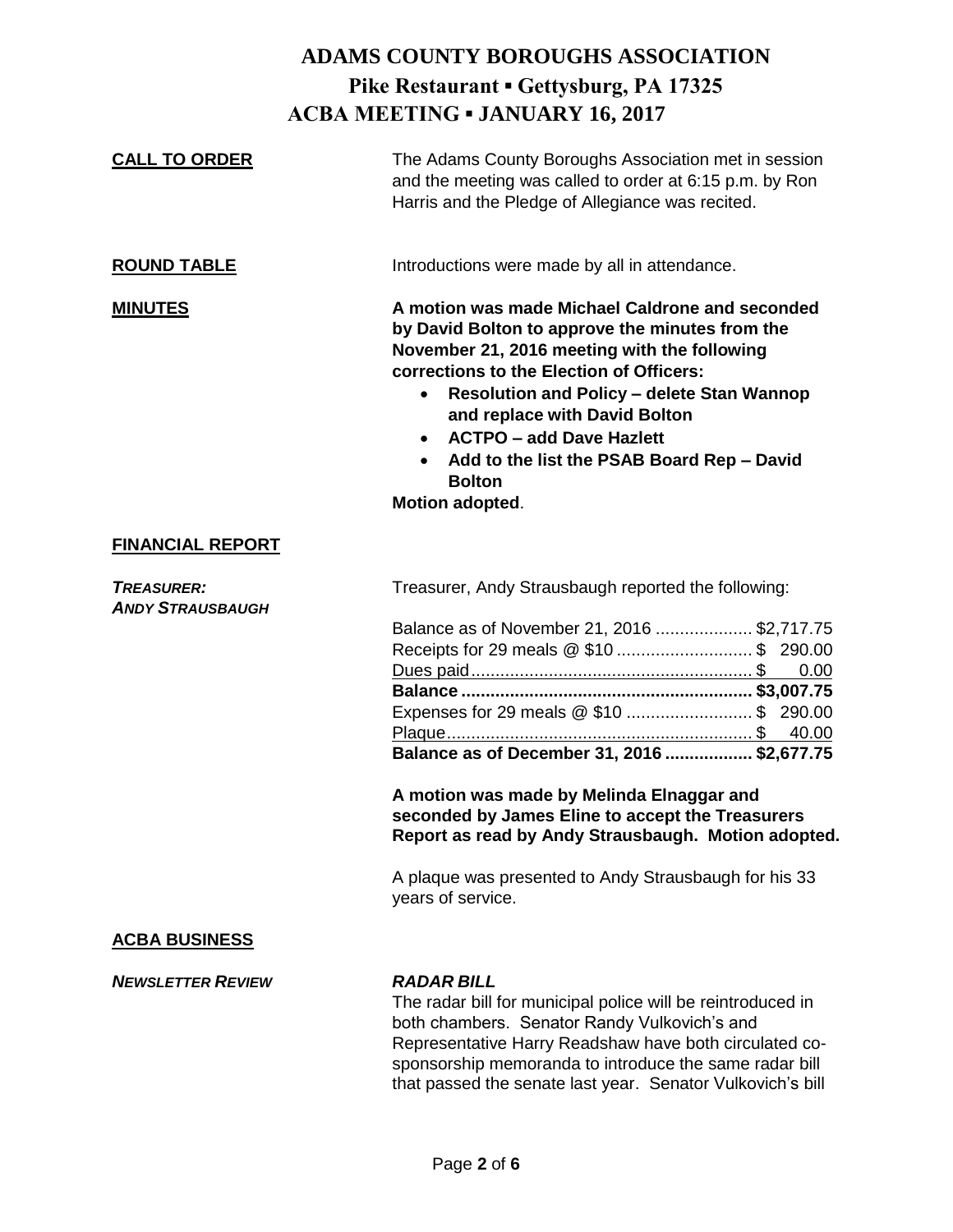# ADAMS COUNTY BOROUGHS ASSOCIATION

## Pike Restaurant ▪ Gettysburg, PA 17325

## ACBA MEETING ▪ JANUARY 16, 2017

**CALL TO ORDER**

The Adams County Boroughs Association met in session and the meeting was called to order at 6:15 p.m. by Ron Harris and the Pledge of Allegiance was recited.

**ROUND TABLE**

Introductions were made by all in attendance.

**MINUTES**

**A motion was made Michael Caldrone and seconded by David Bolton to approve the minutes from the November 21, 2016 meeting with the following corrections to the Election of Officers:**

- **Resolution and Policy – delete Stan Wannop and replace with David Bolton**
- **ACTPO – add Dave Hazlett**
- **Add to the list the PSAB Board Rep – David Bolton**

**Motion adopted**.

**FINANCIAL REPORT**

***TREASURER: ANDY STRAUSBAUGH***

Treasurer, Andy Strausbaugh reported the following:

| | |
|---|---|
| Balance as of November 21, 2016 | $2,717.75 |
| Receipts for 29 meals @ $10 | $ 290.00 |
| Dues paid | $ 0.00 |
| **Balance** | **$3,007.75** |
| Expenses for 29 meals @ $10 | $ 290.00 |
| Plaque | $ 40.00 |
| **Balance as of December 31, 2016** | **$2,677.75** |

**A motion was made by Melinda Elnaggar and seconded by James Eline to accept the Treasurers Report as read by Andy Strausbaugh. Motion adopted.**

A plaque was presented to Andy Strausbaugh for his 33 years of service.

**ACBA BUSINESS**

***NEWSLETTER REVIEW***

***RADAR BILL***

The radar bill for municipal police will be reintroduced in both chambers. Senator Randy Vulkovich's and Representative Harry Readshaw have both circulated co-sponsorship memoranda to introduce the same radar bill that passed the senate last year. Senator Vulkovich's bill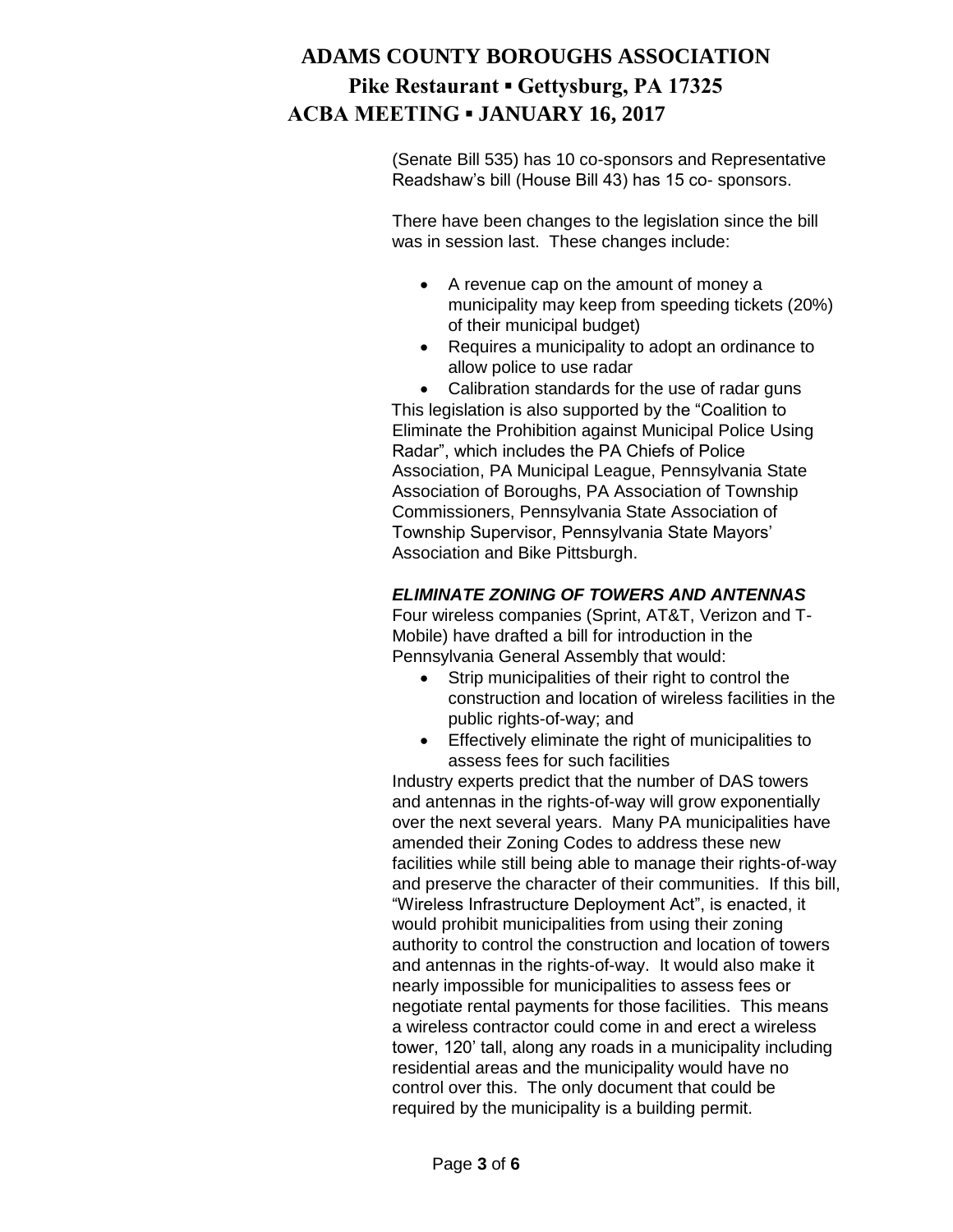(Senate Bill 535) has 10 co-sponsors and Representative Readshaw's bill (House Bill 43) has 15 co- sponsors.

There have been changes to the legislation since the bill was in session last. These changes include:

- A revenue cap on the amount of money a municipality may keep from speeding tickets (20%) of their municipal budget)
- Requires a municipality to adopt an ordinance to allow police to use radar
- Calibration standards for the use of radar guns

This legislation is also supported by the "Coalition to Eliminate the Prohibition against Municipal Police Using Radar", which includes the PA Chiefs of Police Association, PA Municipal League, Pennsylvania State Association of Boroughs, PA Association of Township Commissioners, Pennsylvania State Association of Township Supervisor, Pennsylvania State Mayors' Association and Bike Pittsburgh.

***ELIMINATE ZONING OF TOWERS AND ANTENNAS***

Four wireless companies (Sprint, AT&T, Verizon and T-Mobile) have drafted a bill for introduction in the Pennsylvania General Assembly that would:

- Strip municipalities of their right to control the construction and location of wireless facilities in the public rights-of-way; and
- Effectively eliminate the right of municipalities to assess fees for such facilities

Industry experts predict that the number of DAS towers and antennas in the rights-of-way will grow exponentially over the next several years. Many PA municipalities have amended their Zoning Codes to address these new facilities while still being able to manage their rights-of-way and preserve the character of their communities. If this bill, "Wireless Infrastructure Deployment Act", is enacted, it would prohibit municipalities from using their zoning authority to control the construction and location of towers and antennas in the rights-of-way. It would also make it nearly impossible for municipalities to assess fees or negotiate rental payments for those facilities. This means a wireless contractor could come in and erect a wireless tower, 120' tall, along any roads in a municipality including residential areas and the municipality would have no control over this. The only document that could be required by the municipality is a building permit.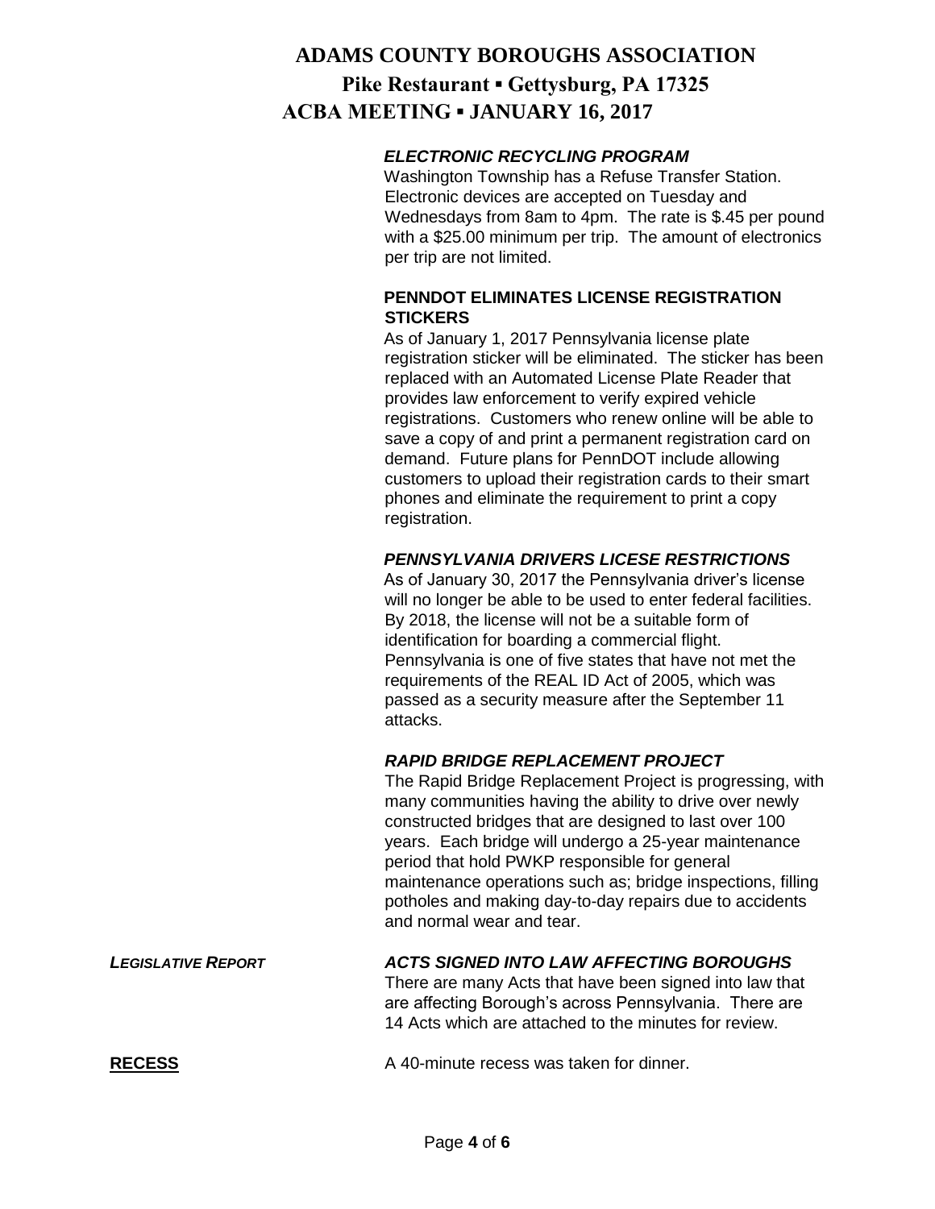***ELECTRONIC RECYCLING PROGRAM***

Washington Township has a Refuse Transfer Station. Electronic devices are accepted on Tuesday and Wednesdays from 8am to 4pm. The rate is $.45 per pound with a $25.00 minimum per trip. The amount of electronics per trip are not limited.

**PENNDOT ELIMINATES LICENSE REGISTRATION STICKERS**

As of January 1, 2017 Pennsylvania license plate registration sticker will be eliminated. The sticker has been replaced with an Automated License Plate Reader that provides law enforcement to verify expired vehicle registrations. Customers who renew online will be able to save a copy of and print a permanent registration card on demand. Future plans for PennDOT include allowing customers to upload their registration cards to their smart phones and eliminate the requirement to print a copy registration.

***PENNSYLVANIA DRIVERS LICESE RESTRICTIONS***

As of January 30, 2017 the Pennsylvania driver's license will no longer be able to be used to enter federal facilities. By 2018, the license will not be a suitable form of identification for boarding a commercial flight. Pennsylvania is one of five states that have not met the requirements of the REAL ID Act of 2005, which was passed as a security measure after the September 11 attacks.

***RAPID BRIDGE REPLACEMENT PROJECT***

The Rapid Bridge Replacement Project is progressing, with many communities having the ability to drive over newly constructed bridges that are designed to last over 100 years. Each bridge will undergo a 25-year maintenance period that hold PWKP responsible for general maintenance operations such as; bridge inspections, filling potholes and making day-to-day repairs due to accidents and normal wear and tear.

***LEGISLATIVE REPORT***

***ACTS SIGNED INTO LAW AFFECTING BOROUGHS***

There are many Acts that have been signed into law that are affecting Borough's across Pennsylvania. There are 14 Acts which are attached to the minutes for review.

**RECESS**

A 40-minute recess was taken for dinner.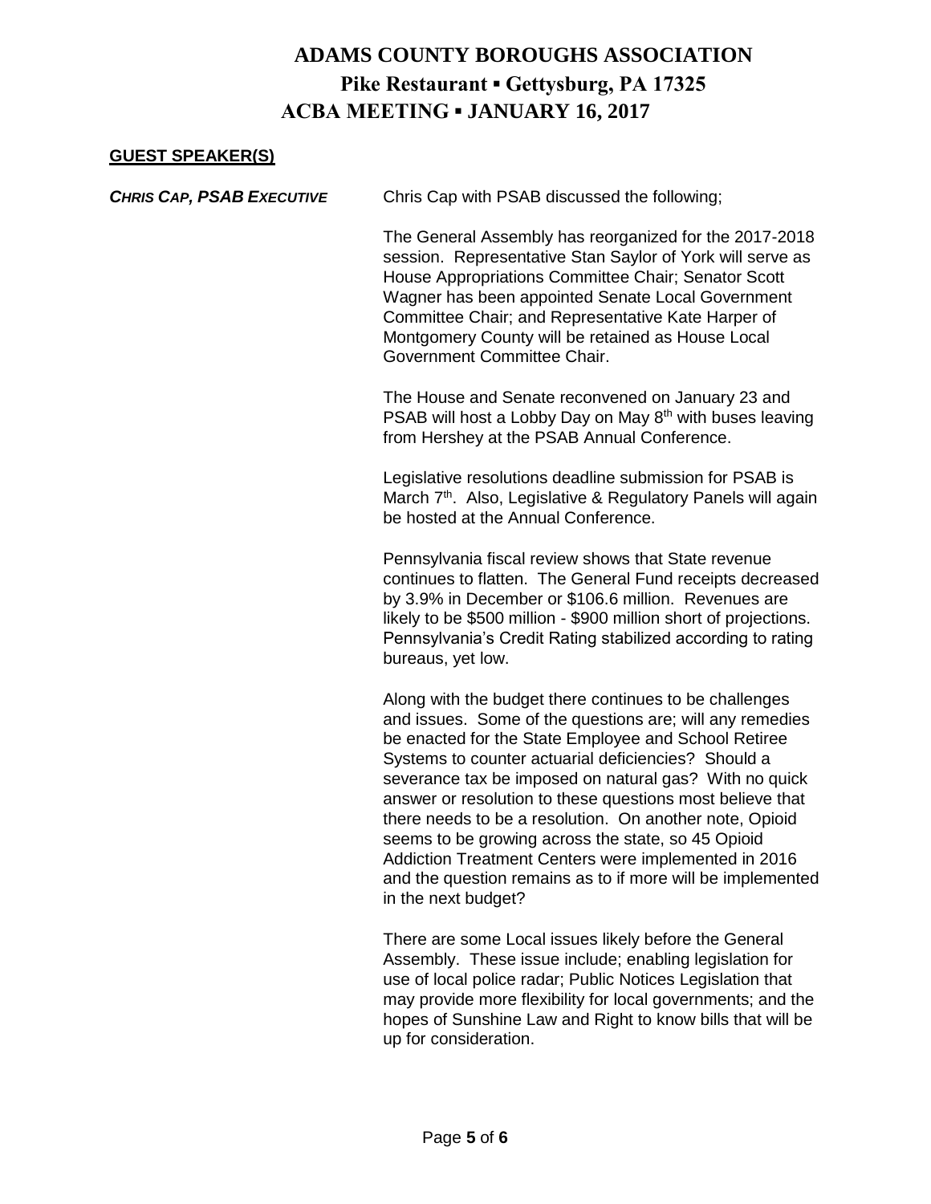# ADAMS COUNTY BOROUGHS ASSOCIATION

## Pike Restaurant ▪ Gettysburg, PA 17325

## ACBA MEETING ▪ JANUARY 16, 2017

**GUEST SPEAKER(S)**

***CHRIS CAP, PSAB EXECUTIVE***

Chris Cap with PSAB discussed the following;

The General Assembly has reorganized for the 2017-2018 session. Representative Stan Saylor of York will serve as House Appropriations Committee Chair; Senator Scott Wagner has been appointed Senate Local Government Committee Chair; and Representative Kate Harper of Montgomery County will be retained as House Local Government Committee Chair.

The House and Senate reconvened on January 23 and PSAB will host a Lobby Day on May 8th with buses leaving from Hershey at the PSAB Annual Conference.

Legislative resolutions deadline submission for PSAB is March 7th. Also, Legislative & Regulatory Panels will again be hosted at the Annual Conference.

Pennsylvania fiscal review shows that State revenue continues to flatten. The General Fund receipts decreased by 3.9% in December or $106.6 million. Revenues are likely to be $500 million - $900 million short of projections. Pennsylvania's Credit Rating stabilized according to rating bureaus, yet low.

Along with the budget there continues to be challenges and issues. Some of the questions are; will any remedies be enacted for the State Employee and School Retiree Systems to counter actuarial deficiencies? Should a severance tax be imposed on natural gas? With no quick answer or resolution to these questions most believe that there needs to be a resolution. On another note, Opioid seems to be growing across the state, so 45 Opioid Addiction Treatment Centers were implemented in 2016 and the question remains as to if more will be implemented in the next budget?

There are some Local issues likely before the General Assembly. These issue include; enabling legislation for use of local police radar; Public Notices Legislation that may provide more flexibility for local governments; and the hopes of Sunshine Law and Right to know bills that will be up for consideration.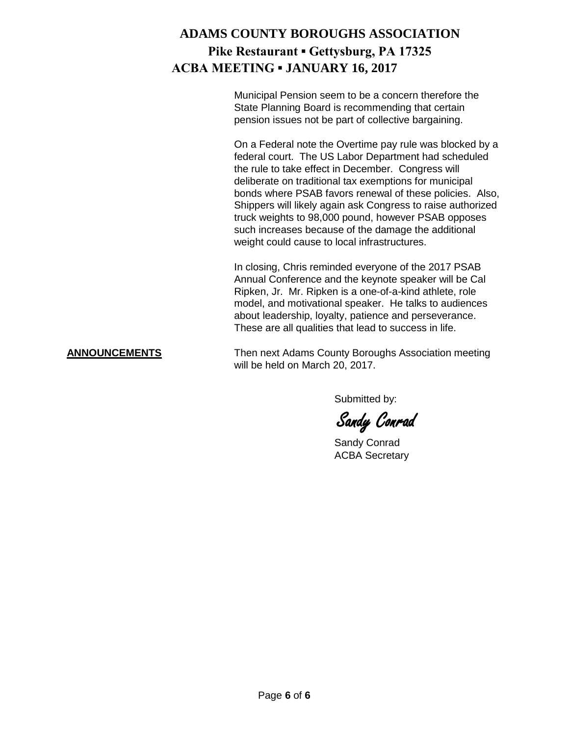Municipal Pension seem to be a concern therefore the State Planning Board is recommending that certain pension issues not be part of collective bargaining.

On a Federal note the Overtime pay rule was blocked by a federal court. The US Labor Department had scheduled the rule to take effect in December. Congress will deliberate on traditional tax exemptions for municipal bonds where PSAB favors renewal of these policies. Also, Shippers will likely again ask Congress to raise authorized truck weights to 98,000 pound, however PSAB opposes such increases because of the damage the additional weight could cause to local infrastructures.

In closing, Chris reminded everyone of the 2017 PSAB Annual Conference and the keynote speaker will be Cal Ripken, Jr. Mr. Ripken is a one-of-a-kind athlete, role model, and motivational speaker. He talks to audiences about leadership, loyalty, patience and perseverance. These are all qualities that lead to success in life.

**ANNOUNCEMENTS**

Then next Adams County Boroughs Association meeting will be held on March 20, 2017.

Submitted by:

*Sandy Conrad*

Sandy Conrad
ACBA Secretary